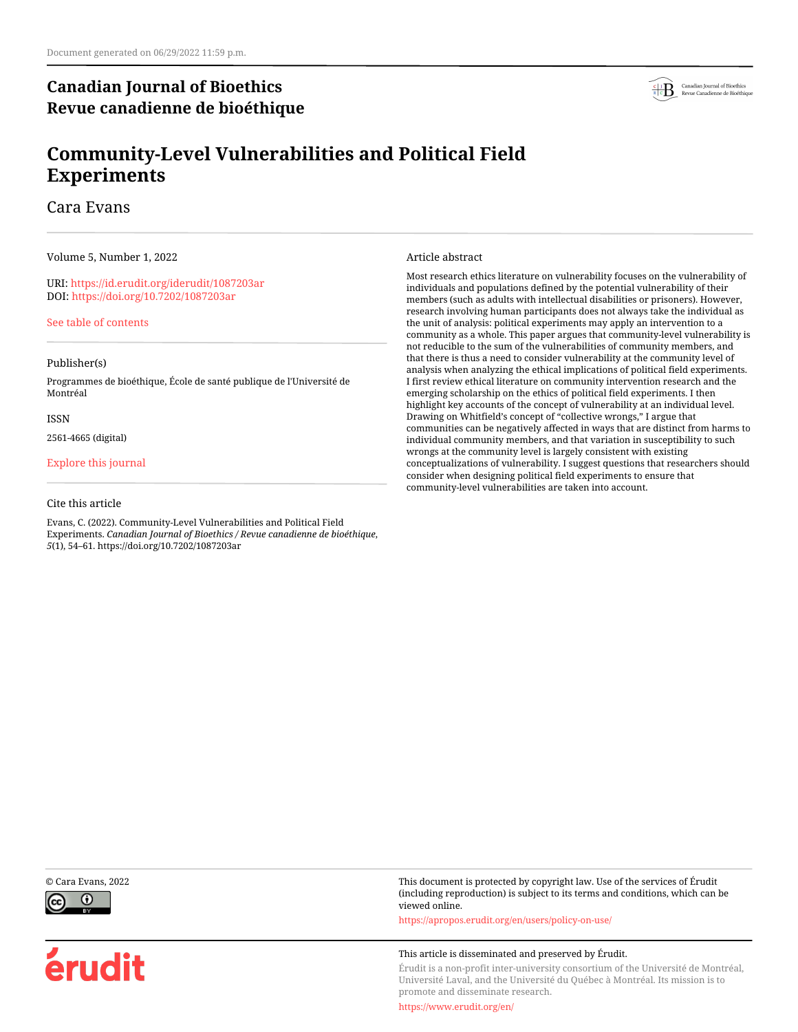Document generated on 06/29/2022 11:59 p.m.

**Canadian Journal of Bioethics**
**Revue canadienne de bioéthique**

# Community-Level Vulnerabilities and Political Field Experiments

Cara Evans

Volume 5, Number 1, 2022

URI: https://id.erudit.org/iderudit/1087203ar
DOI: https://doi.org/10.7202/1087203ar

See table of contents

Publisher(s)

Programmes de bioéthique, École de santé publique de l'Université de Montréal

ISSN

2561-4665 (digital)

Explore this journal

Cite this article

Evans, C. (2022). Community-Level Vulnerabilities and Political Field Experiments. *Canadian Journal of Bioethics / Revue canadienne de bioéthique*, *5*(1), 54–61. https://doi.org/10.7202/1087203ar

Article abstract

Most research ethics literature on vulnerability focuses on the vulnerability of individuals and populations defined by the potential vulnerability of their members (such as adults with intellectual disabilities or prisoners). However, research involving human participants does not always take the individual as the unit of analysis: political experiments may apply an intervention to a community as a whole. This paper argues that community-level vulnerability is not reducible to the sum of the vulnerabilities of community members, and that there is thus a need to consider vulnerability at the community level of analysis when analyzing the ethical implications of political field experiments. I first review ethical literature on community intervention research and the emerging scholarship on the ethics of political field experiments. I then highlight key accounts of the concept of vulnerability at an individual level. Drawing on Whitfield's concept of "collective wrongs," I argue that communities can be negatively affected in ways that are distinct from harms to individual community members, and that variation in susceptibility to such wrongs at the community level is largely consistent with existing conceptualizations of vulnerability. I suggest questions that researchers should consider when designing political field experiments to ensure that community-level vulnerabilities are taken into account.

© Cara Evans, 2022

This document is protected by copyright law. Use of the services of Érudit (including reproduction) is subject to its terms and conditions, which can be viewed online.

https://apropos.erudit.org/en/users/policy-on-use/

This article is disseminated and preserved by Érudit.

Érudit is a non-profit inter-university consortium of the Université de Montréal, Université Laval, and the Université du Québec à Montréal. Its mission is to promote and disseminate research.

https://www.erudit.org/en/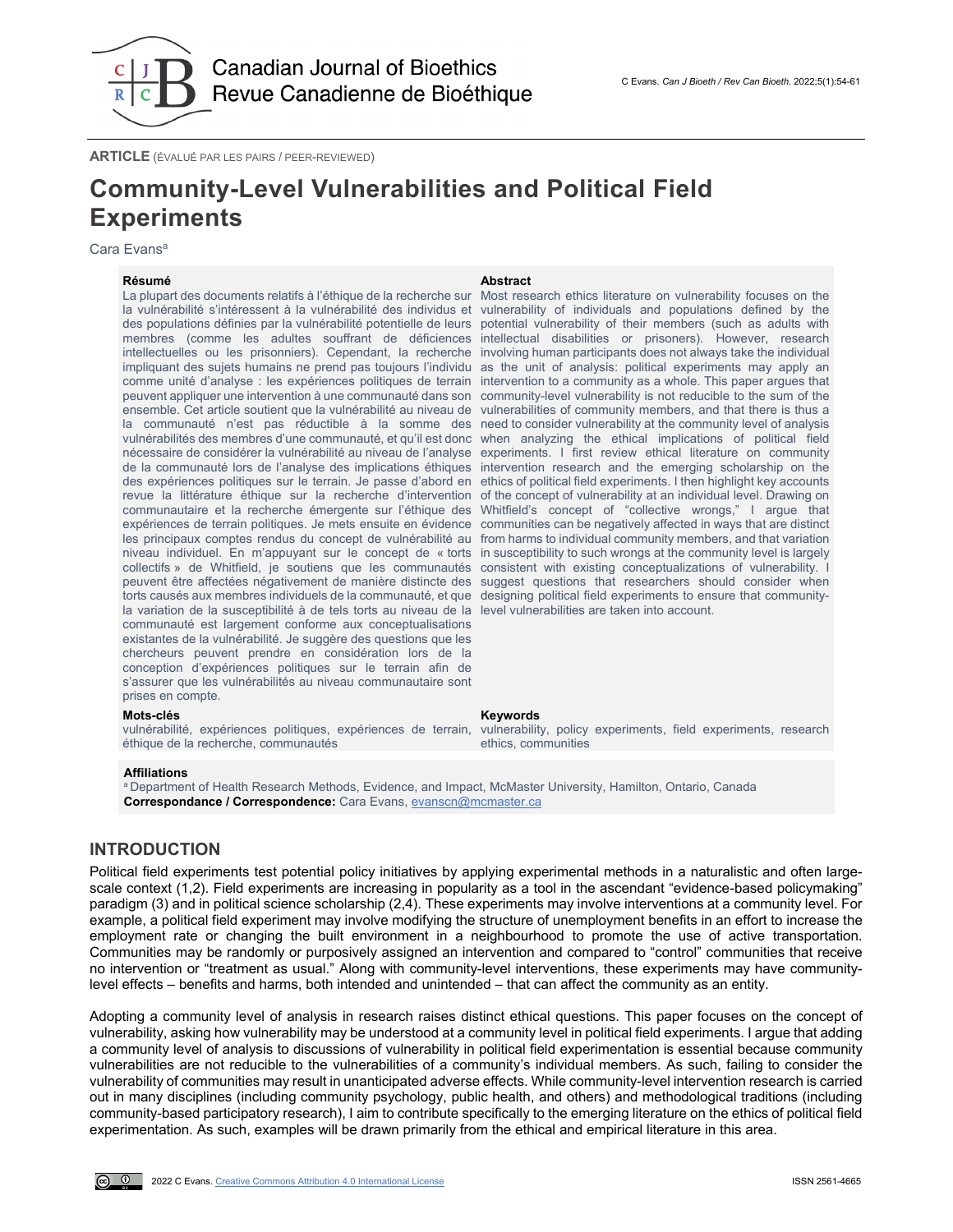**ARTICLE** (ÉVALUÉ PAR LES PAIRS / PEER-REVIEWED)

# Community-Level Vulnerabilities and Political Field Experiments

Cara Evans[a]

**Résumé**

La plupart des documents relatifs à l'éthique de la recherche sur la vulnérabilité s'intéressent à la vulnérabilité des individus et des populations définies par la vulnérabilité potentielle de leurs membres (comme les adultes souffrant de déficiences intellectuelles ou les prisonniers). Cependant, la recherche impliquant des sujets humains ne prend pas toujours l'individu comme unité d'analyse : les expériences politiques de terrain peuvent appliquer une intervention à une communauté dans son ensemble. Cet article soutient que la vulnérabilité au niveau de la communauté n'est pas réductible à la somme des vulnérabilités des membres d'une communauté, et qu'il est donc nécessaire de considérer la vulnérabilité au niveau de l'analyse de la communauté lors de l'analyse des implications éthiques des expériences politiques sur le terrain. Je passe d'abord en revue la littérature éthique sur la recherche d'intervention communautaire et la recherche émergente sur l'éthique des expériences de terrain politiques. Je mets ensuite en évidence les principaux comptes rendus du concept de vulnérabilité au niveau individuel. En m'appuyant sur le concept de « torts collectifs » de Whitfield, je soutiens que les communautés peuvent être affectées négativement de manière distincte des torts causés aux membres individuels de la communauté, et que la variation de la susceptibilité à de tels torts au niveau de la communauté est largement conforme aux conceptualisations existantes de la vulnérabilité. Je suggère des questions que les chercheurs peuvent prendre en considération lors de la conception d'expériences politiques sur le terrain afin de s'assurer que les vulnérabilités au niveau communautaire sont prises en compte.

**Abstract**

Most research ethics literature on vulnerability focuses on the vulnerability of individuals and populations defined by the potential vulnerability of their members (such as adults with intellectual disabilities or prisoners). However, research involving human participants does not always take the individual as the unit of analysis: political experiments may apply an intervention to a community as a whole. This paper argues that community-level vulnerability is not reducible to the sum of the vulnerabilities of community members, and that there is thus a need to consider vulnerability at the community level of analysis when analyzing the ethical implications of political field experiments. I first review ethical literature on community intervention research and the emerging scholarship on the ethics of political field experiments. I then highlight key accounts of the concept of vulnerability at an individual level. Drawing on Whitfield's concept of "collective wrongs," I argue that communities can be negatively affected in ways that are distinct from harms to individual community members, and that variation in susceptibility to such wrongs at the community level is largely consistent with existing conceptualizations of vulnerability. I suggest questions that researchers should consider when designing political field experiments to ensure that community-level vulnerabilities are taken into account.

**Mots-clés**

vulnérabilité, expériences politiques, expériences de terrain, éthique de la recherche, communautés

**Keywords**

vulnerability, policy experiments, field experiments, research ethics, communities

**Affiliations**

[a] Department of Health Research Methods, Evidence, and Impact, McMaster University, Hamilton, Ontario, Canada

**Correspondance / Correspondence:** Cara Evans, evanscn@mcmaster.ca

## INTRODUCTION

Political field experiments test potential policy initiatives by applying experimental methods in a naturalistic and often large-scale context (1,2). Field experiments are increasing in popularity as a tool in the ascendant "evidence-based policymaking" paradigm (3) and in political science scholarship (2,4). These experiments may involve interventions at a community level. For example, a political field experiment may involve modifying the structure of unemployment benefits in an effort to increase the employment rate or changing the built environment in a neighbourhood to promote the use of active transportation. Communities may be randomly or purposively assigned an intervention and compared to "control" communities that receive no intervention or "treatment as usual." Along with community-level interventions, these experiments may have community-level effects – benefits and harms, both intended and unintended – that can affect the community as an entity.

Adopting a community level of analysis in research raises distinct ethical questions. This paper focuses on the concept of vulnerability, asking how vulnerability may be understood at a community level in political field experiments. I argue that adding a community level of analysis to discussions of vulnerability in political field experimentation is essential because community vulnerabilities are not reducible to the vulnerabilities of a community's individual members. As such, failing to consider the vulnerability of communities may result in unanticipated adverse effects. While community-level intervention research is carried out in many disciplines (including community psychology, public health, and others) and methodological traditions (including community-based participatory research), I aim to contribute specifically to the emerging literature on the ethics of political field experimentation. As such, examples will be drawn primarily from the ethical and empirical literature in this area.

2022 C Evans. Creative Commons Attribution 4.0 International License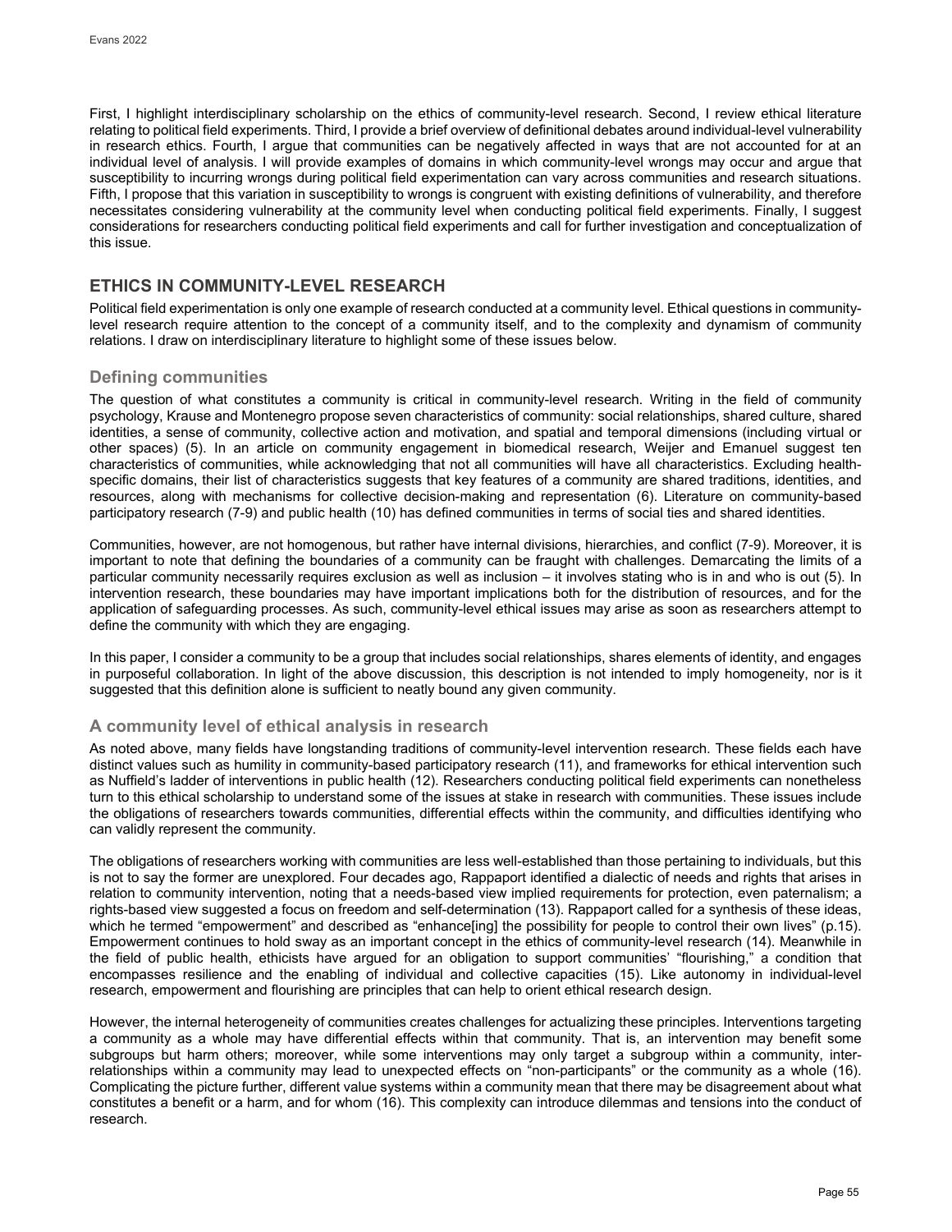First, I highlight interdisciplinary scholarship on the ethics of community-level research. Second, I review ethical literature relating to political field experiments. Third, I provide a brief overview of definitional debates around individual-level vulnerability in research ethics. Fourth, I argue that communities can be negatively affected in ways that are not accounted for at an individual level of analysis. I will provide examples of domains in which community-level wrongs may occur and argue that susceptibility to incurring wrongs during political field experimentation can vary across communities and research situations. Fifth, I propose that this variation in susceptibility to wrongs is congruent with existing definitions of vulnerability, and therefore necessitates considering vulnerability at the community level when conducting political field experiments. Finally, I suggest considerations for researchers conducting political field experiments and call for further investigation and conceptualization of this issue.

## ETHICS IN COMMUNITY-LEVEL RESEARCH

Political field experimentation is only one example of research conducted at a community level. Ethical questions in community-level research require attention to the concept of a community itself, and to the complexity and dynamism of community relations. I draw on interdisciplinary literature to highlight some of these issues below.

### Defining communities

The question of what constitutes a community is critical in community-level research. Writing in the field of community psychology, Krause and Montenegro propose seven characteristics of community: social relationships, shared culture, shared identities, a sense of community, collective action and motivation, and spatial and temporal dimensions (including virtual or other spaces) (5). In an article on community engagement in biomedical research, Weijer and Emanuel suggest ten characteristics of communities, while acknowledging that not all communities will have all characteristics. Excluding health-specific domains, their list of characteristics suggests that key features of a community are shared traditions, identities, and resources, along with mechanisms for collective decision-making and representation (6). Literature on community-based participatory research (7-9) and public health (10) has defined communities in terms of social ties and shared identities.

Communities, however, are not homogenous, but rather have internal divisions, hierarchies, and conflict (7-9). Moreover, it is important to note that defining the boundaries of a community can be fraught with challenges. Demarcating the limits of a particular community necessarily requires exclusion as well as inclusion – it involves stating who is in and who is out (5). In intervention research, these boundaries may have important implications both for the distribution of resources, and for the application of safeguarding processes. As such, community-level ethical issues may arise as soon as researchers attempt to define the community with which they are engaging.

In this paper, I consider a community to be a group that includes social relationships, shares elements of identity, and engages in purposeful collaboration. In light of the above discussion, this description is not intended to imply homogeneity, nor is it suggested that this definition alone is sufficient to neatly bound any given community.

### A community level of ethical analysis in research

As noted above, many fields have longstanding traditions of community-level intervention research. These fields each have distinct values such as humility in community-based participatory research (11), and frameworks for ethical intervention such as Nuffield's ladder of interventions in public health (12). Researchers conducting political field experiments can nonetheless turn to this ethical scholarship to understand some of the issues at stake in research with communities. These issues include the obligations of researchers towards communities, differential effects within the community, and difficulties identifying who can validly represent the community.

The obligations of researchers working with communities are less well-established than those pertaining to individuals, but this is not to say the former are unexplored. Four decades ago, Rappaport identified a dialectic of needs and rights that arises in relation to community intervention, noting that a needs-based view implied requirements for protection, even paternalism; a rights-based view suggested a focus on freedom and self-determination (13). Rappaport called for a synthesis of these ideas, which he termed "empowerment" and described as "enhance[ing] the possibility for people to control their own lives" (p.15). Empowerment continues to hold sway as an important concept in the ethics of community-level research (14). Meanwhile in the field of public health, ethicists have argued for an obligation to support communities' "flourishing," a condition that encompasses resilience and the enabling of individual and collective capacities (15). Like autonomy in individual-level research, empowerment and flourishing are principles that can help to orient ethical research design.

However, the internal heterogeneity of communities creates challenges for actualizing these principles. Interventions targeting a community as a whole may have differential effects within that community. That is, an intervention may benefit some subgroups but harm others; moreover, while some interventions may only target a subgroup within a community, inter-relationships within a community may lead to unexpected effects on "non-participants" or the community as a whole (16). Complicating the picture further, different value systems within a community mean that there may be disagreement about what constitutes a benefit or a harm, and for whom (16). This complexity can introduce dilemmas and tensions into the conduct of research.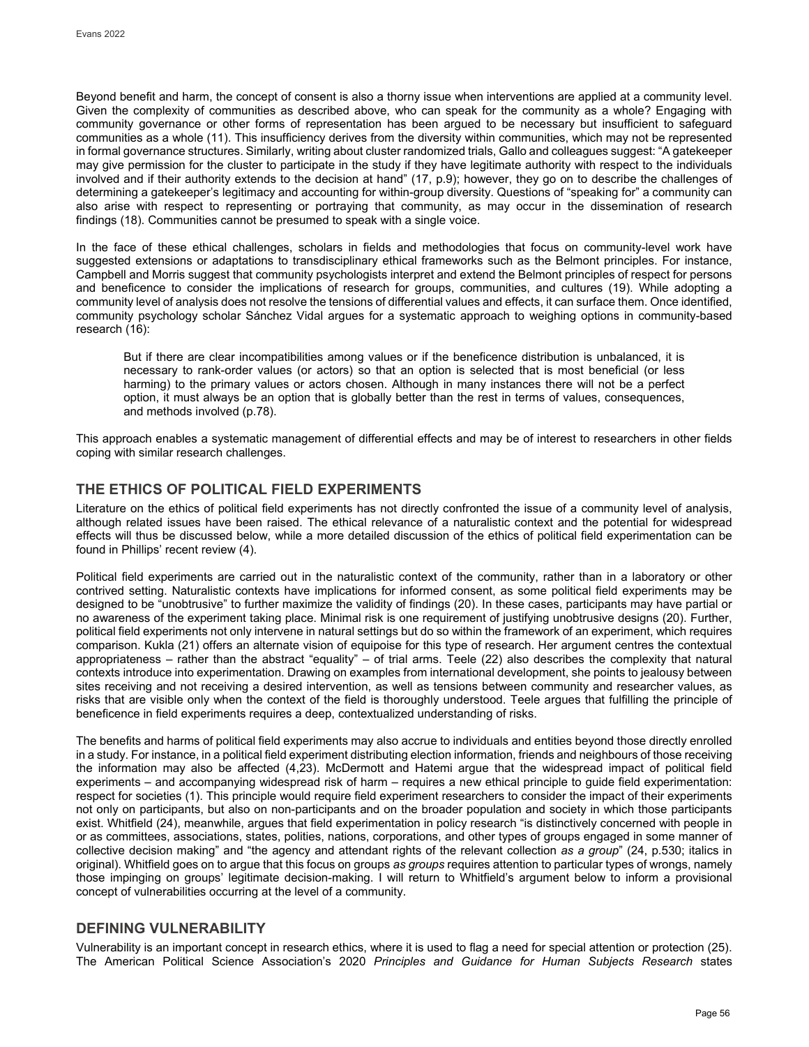Beyond benefit and harm, the concept of consent is also a thorny issue when interventions are applied at a community level. Given the complexity of communities as described above, who can speak for the community as a whole? Engaging with community governance or other forms of representation has been argued to be necessary but insufficient to safeguard communities as a whole (11). This insufficiency derives from the diversity within communities, which may not be represented in formal governance structures. Similarly, writing about cluster randomized trials, Gallo and colleagues suggest: "A gatekeeper may give permission for the cluster to participate in the study if they have legitimate authority with respect to the individuals involved and if their authority extends to the decision at hand" (17, p.9); however, they go on to describe the challenges of determining a gatekeeper's legitimacy and accounting for within-group diversity. Questions of "speaking for" a community can also arise with respect to representing or portraying that community, as may occur in the dissemination of research findings (18). Communities cannot be presumed to speak with a single voice.

In the face of these ethical challenges, scholars in fields and methodologies that focus on community-level work have suggested extensions or adaptations to transdisciplinary ethical frameworks such as the Belmont principles. For instance, Campbell and Morris suggest that community psychologists interpret and extend the Belmont principles of respect for persons and beneficence to consider the implications of research for groups, communities, and cultures (19). While adopting a community level of analysis does not resolve the tensions of differential values and effects, it can surface them. Once identified, community psychology scholar Sánchez Vidal argues for a systematic approach to weighing options in community-based research (16):

> But if there are clear incompatibilities among values or if the beneficence distribution is unbalanced, it is necessary to rank-order values (or actors) so that an option is selected that is most beneficial (or less harming) to the primary values or actors chosen. Although in many instances there will not be a perfect option, it must always be an option that is globally better than the rest in terms of values, consequences, and methods involved (p.78).

This approach enables a systematic management of differential effects and may be of interest to researchers in other fields coping with similar research challenges.

## THE ETHICS OF POLITICAL FIELD EXPERIMENTS

Literature on the ethics of political field experiments has not directly confronted the issue of a community level of analysis, although related issues have been raised. The ethical relevance of a naturalistic context and the potential for widespread effects will thus be discussed below, while a more detailed discussion of the ethics of political field experimentation can be found in Phillips' recent review (4).

Political field experiments are carried out in the naturalistic context of the community, rather than in a laboratory or other contrived setting. Naturalistic contexts have implications for informed consent, as some political field experiments may be designed to be "unobtrusive" to further maximize the validity of findings (20). In these cases, participants may have partial or no awareness of the experiment taking place. Minimal risk is one requirement of justifying unobtrusive designs (20). Further, political field experiments not only intervene in natural settings but do so within the framework of an experiment, which requires comparison. Kukla (21) offers an alternate vision of equipoise for this type of research. Her argument centres the contextual appropriateness – rather than the abstract "equality" – of trial arms. Teele (22) also describes the complexity that natural contexts introduce into experimentation. Drawing on examples from international development, she points to jealousy between sites receiving and not receiving a desired intervention, as well as tensions between community and researcher values, as risks that are visible only when the context of the field is thoroughly understood. Teele argues that fulfilling the principle of beneficence in field experiments requires a deep, contextualized understanding of risks.

The benefits and harms of political field experiments may also accrue to individuals and entities beyond those directly enrolled in a study. For instance, in a political field experiment distributing election information, friends and neighbours of those receiving the information may also be affected (4,23). McDermott and Hatemi argue that the widespread impact of political field experiments – and accompanying widespread risk of harm – requires a new ethical principle to guide field experimentation: respect for societies (1). This principle would require field experiment researchers to consider the impact of their experiments not only on participants, but also on non-participants and on the broader population and society in which those participants exist. Whitfield (24), meanwhile, argues that field experimentation in policy research "is distinctively concerned with people in or as committees, associations, states, polities, nations, corporations, and other types of groups engaged in some manner of collective decision making" and "the agency and attendant rights of the relevant collection *as a group*" (24, p.530; italics in original). Whitfield goes on to argue that this focus on groups *as groups* requires attention to particular types of wrongs, namely those impinging on groups' legitimate decision-making. I will return to Whitfield's argument below to inform a provisional concept of vulnerabilities occurring at the level of a community.

## DEFINING VULNERABILITY

Vulnerability is an important concept in research ethics, where it is used to flag a need for special attention or protection (25). The American Political Science Association's 2020 *Principles and Guidance for Human Subjects Research* states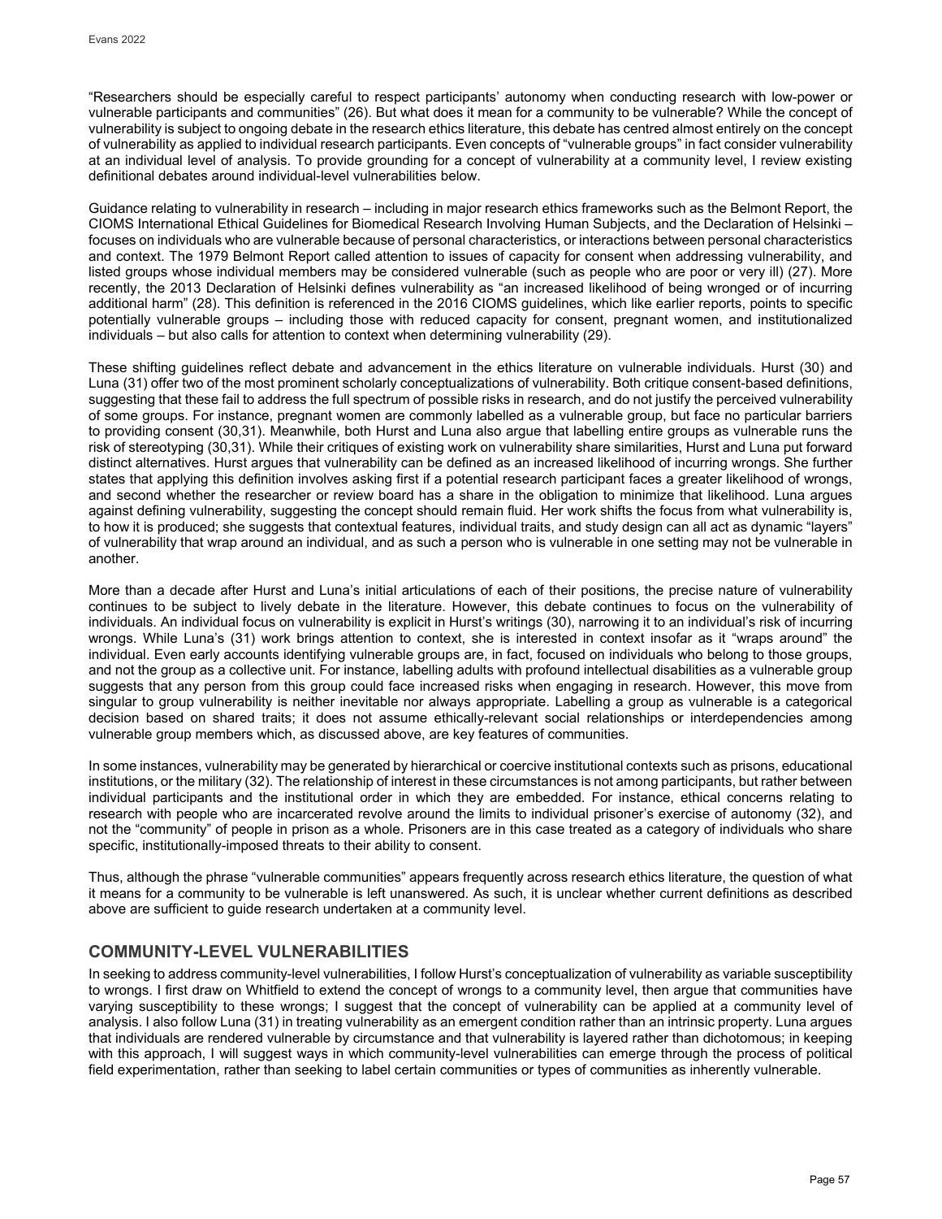"Researchers should be especially careful to respect participants' autonomy when conducting research with low-power or vulnerable participants and communities" (26). But what does it mean for a community to be vulnerable? While the concept of vulnerability is subject to ongoing debate in the research ethics literature, this debate has centred almost entirely on the concept of vulnerability as applied to individual research participants. Even concepts of "vulnerable groups" in fact consider vulnerability at an individual level of analysis. To provide grounding for a concept of vulnerability at a community level, I review existing definitional debates around individual-level vulnerabilities below.

Guidance relating to vulnerability in research – including in major research ethics frameworks such as the Belmont Report, the CIOMS International Ethical Guidelines for Biomedical Research Involving Human Subjects, and the Declaration of Helsinki – focuses on individuals who are vulnerable because of personal characteristics, or interactions between personal characteristics and context. The 1979 Belmont Report called attention to issues of capacity for consent when addressing vulnerability, and listed groups whose individual members may be considered vulnerable (such as people who are poor or very ill) (27). More recently, the 2013 Declaration of Helsinki defines vulnerability as "an increased likelihood of being wronged or of incurring additional harm" (28). This definition is referenced in the 2016 CIOMS guidelines, which like earlier reports, points to specific potentially vulnerable groups – including those with reduced capacity for consent, pregnant women, and institutionalized individuals – but also calls for attention to context when determining vulnerability (29).

These shifting guidelines reflect debate and advancement in the ethics literature on vulnerable individuals. Hurst (30) and Luna (31) offer two of the most prominent scholarly conceptualizations of vulnerability. Both critique consent-based definitions, suggesting that these fail to address the full spectrum of possible risks in research, and do not justify the perceived vulnerability of some groups. For instance, pregnant women are commonly labelled as a vulnerable group, but face no particular barriers to providing consent (30,31). Meanwhile, both Hurst and Luna also argue that labelling entire groups as vulnerable runs the risk of stereotyping (30,31). While their critiques of existing work on vulnerability share similarities, Hurst and Luna put forward distinct alternatives. Hurst argues that vulnerability can be defined as an increased likelihood of incurring wrongs. She further states that applying this definition involves asking first if a potential research participant faces a greater likelihood of wrongs, and second whether the researcher or review board has a share in the obligation to minimize that likelihood. Luna argues against defining vulnerability, suggesting the concept should remain fluid. Her work shifts the focus from what vulnerability is, to how it is produced; she suggests that contextual features, individual traits, and study design can all act as dynamic "layers" of vulnerability that wrap around an individual, and as such a person who is vulnerable in one setting may not be vulnerable in another.

More than a decade after Hurst and Luna's initial articulations of each of their positions, the precise nature of vulnerability continues to be subject to lively debate in the literature. However, this debate continues to focus on the vulnerability of individuals. An individual focus on vulnerability is explicit in Hurst's writings (30), narrowing it to an individual's risk of incurring wrongs. While Luna's (31) work brings attention to context, she is interested in context insofar as it "wraps around" the individual. Even early accounts identifying vulnerable groups are, in fact, focused on individuals who belong to those groups, and not the group as a collective unit. For instance, labelling adults with profound intellectual disabilities as a vulnerable group suggests that any person from this group could face increased risks when engaging in research. However, this move from singular to group vulnerability is neither inevitable nor always appropriate. Labelling a group as vulnerable is a categorical decision based on shared traits; it does not assume ethically-relevant social relationships or interdependencies among vulnerable group members which, as discussed above, are key features of communities.

In some instances, vulnerability may be generated by hierarchical or coercive institutional contexts such as prisons, educational institutions, or the military (32). The relationship of interest in these circumstances is not among participants, but rather between individual participants and the institutional order in which they are embedded. For instance, ethical concerns relating to research with people who are incarcerated revolve around the limits to individual prisoner's exercise of autonomy (32), and not the "community" of people in prison as a whole. Prisoners are in this case treated as a category of individuals who share specific, institutionally-imposed threats to their ability to consent.

Thus, although the phrase "vulnerable communities" appears frequently across research ethics literature, the question of what it means for a community to be vulnerable is left unanswered. As such, it is unclear whether current definitions as described above are sufficient to guide research undertaken at a community level.

## COMMUNITY-LEVEL VULNERABILITIES

In seeking to address community-level vulnerabilities, I follow Hurst's conceptualization of vulnerability as variable susceptibility to wrongs. I first draw on Whitfield to extend the concept of wrongs to a community level, then argue that communities have varying susceptibility to these wrongs; I suggest that the concept of vulnerability can be applied at a community level of analysis. I also follow Luna (31) in treating vulnerability as an emergent condition rather than an intrinsic property. Luna argues that individuals are rendered vulnerable by circumstance and that vulnerability is layered rather than dichotomous; in keeping with this approach, I will suggest ways in which community-level vulnerabilities can emerge through the process of political field experimentation, rather than seeking to label certain communities or types of communities as inherently vulnerable.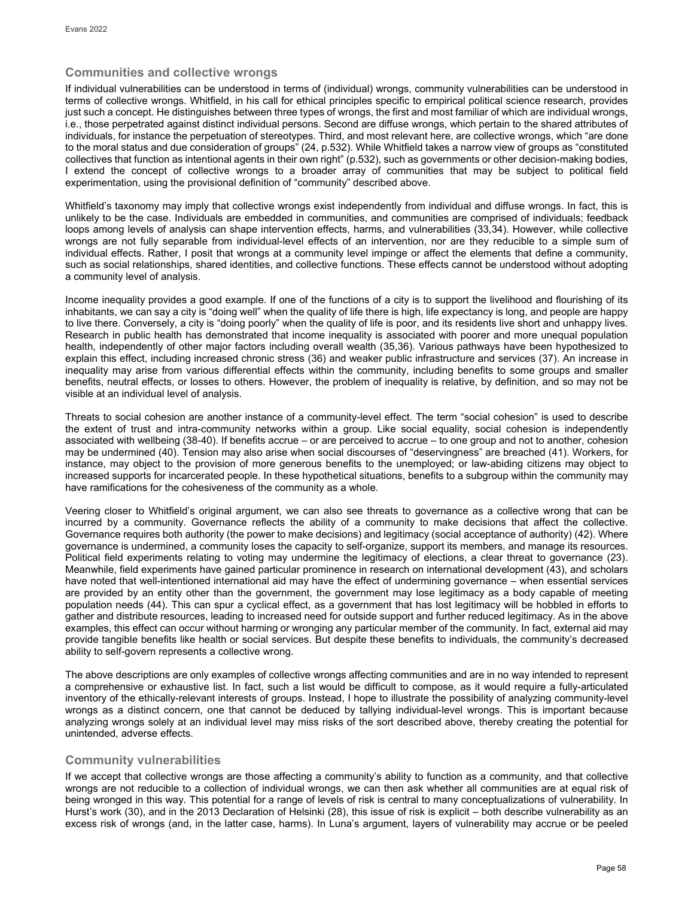## Communities and collective wrongs

If individual vulnerabilities can be understood in terms of (individual) wrongs, community vulnerabilities can be understood in terms of collective wrongs. Whitfield, in his call for ethical principles specific to empirical political science research, provides just such a concept. He distinguishes between three types of wrongs, the first and most familiar of which are individual wrongs, i.e., those perpetrated against distinct individual persons. Second are diffuse wrongs, which pertain to the shared attributes of individuals, for instance the perpetuation of stereotypes. Third, and most relevant here, are collective wrongs, which "are done to the moral status and due consideration of groups" (24, p.532). While Whitfield takes a narrow view of groups as "constituted collectives that function as intentional agents in their own right" (p.532), such as governments or other decision-making bodies, I extend the concept of collective wrongs to a broader array of communities that may be subject to political field experimentation, using the provisional definition of "community" described above.

Whitfield's taxonomy may imply that collective wrongs exist independently from individual and diffuse wrongs. In fact, this is unlikely to be the case. Individuals are embedded in communities, and communities are comprised of individuals; feedback loops among levels of analysis can shape intervention effects, harms, and vulnerabilities (33,34). However, while collective wrongs are not fully separable from individual-level effects of an intervention, nor are they reducible to a simple sum of individual effects. Rather, I posit that wrongs at a community level impinge or affect the elements that define a community, such as social relationships, shared identities, and collective functions. These effects cannot be understood without adopting a community level of analysis.

Income inequality provides a good example. If one of the functions of a city is to support the livelihood and flourishing of its inhabitants, we can say a city is "doing well" when the quality of life there is high, life expectancy is long, and people are happy to live there. Conversely, a city is "doing poorly" when the quality of life is poor, and its residents live short and unhappy lives. Research in public health has demonstrated that income inequality is associated with poorer and more unequal population health, independently of other major factors including overall wealth (35,36). Various pathways have been hypothesized to explain this effect, including increased chronic stress (36) and weaker public infrastructure and services (37). An increase in inequality may arise from various differential effects within the community, including benefits to some groups and smaller benefits, neutral effects, or losses to others. However, the problem of inequality is relative, by definition, and so may not be visible at an individual level of analysis.

Threats to social cohesion are another instance of a community-level effect. The term "social cohesion" is used to describe the extent of trust and intra-community networks within a group. Like social equality, social cohesion is independently associated with wellbeing (38-40). If benefits accrue – or are perceived to accrue – to one group and not to another, cohesion may be undermined (40). Tension may also arise when social discourses of "deservingness" are breached (41). Workers, for instance, may object to the provision of more generous benefits to the unemployed; or law-abiding citizens may object to increased supports for incarcerated people. In these hypothetical situations, benefits to a subgroup within the community may have ramifications for the cohesiveness of the community as a whole.

Veering closer to Whitfield's original argument, we can also see threats to governance as a collective wrong that can be incurred by a community. Governance reflects the ability of a community to make decisions that affect the collective. Governance requires both authority (the power to make decisions) and legitimacy (social acceptance of authority) (42). Where governance is undermined, a community loses the capacity to self-organize, support its members, and manage its resources. Political field experiments relating to voting may undermine the legitimacy of elections, a clear threat to governance (23). Meanwhile, field experiments have gained particular prominence in research on international development (43), and scholars have noted that well-intentioned international aid may have the effect of undermining governance – when essential services are provided by an entity other than the government, the government may lose legitimacy as a body capable of meeting population needs (44). This can spur a cyclical effect, as a government that has lost legitimacy will be hobbled in efforts to gather and distribute resources, leading to increased need for outside support and further reduced legitimacy. As in the above examples, this effect can occur without harming or wronging any particular member of the community. In fact, external aid may provide tangible benefits like health or social services. But despite these benefits to individuals, the community's decreased ability to self-govern represents a collective wrong.

The above descriptions are only examples of collective wrongs affecting communities and are in no way intended to represent a comprehensive or exhaustive list. In fact, such a list would be difficult to compose, as it would require a fully-articulated inventory of the ethically-relevant interests of groups. Instead, I hope to illustrate the possibility of analyzing community-level wrongs as a distinct concern, one that cannot be deduced by tallying individual-level wrongs. This is important because analyzing wrongs solely at an individual level may miss risks of the sort described above, thereby creating the potential for unintended, adverse effects.

## Community vulnerabilities

If we accept that collective wrongs are those affecting a community's ability to function as a community, and that collective wrongs are not reducible to a collection of individual wrongs, we can then ask whether all communities are at equal risk of being wronged in this way. This potential for a range of levels of risk is central to many conceptualizations of vulnerability. In Hurst's work (30), and in the 2013 Declaration of Helsinki (28), this issue of risk is explicit – both describe vulnerability as an excess risk of wrongs (and, in the latter case, harms). In Luna's argument, layers of vulnerability may accrue or be peeled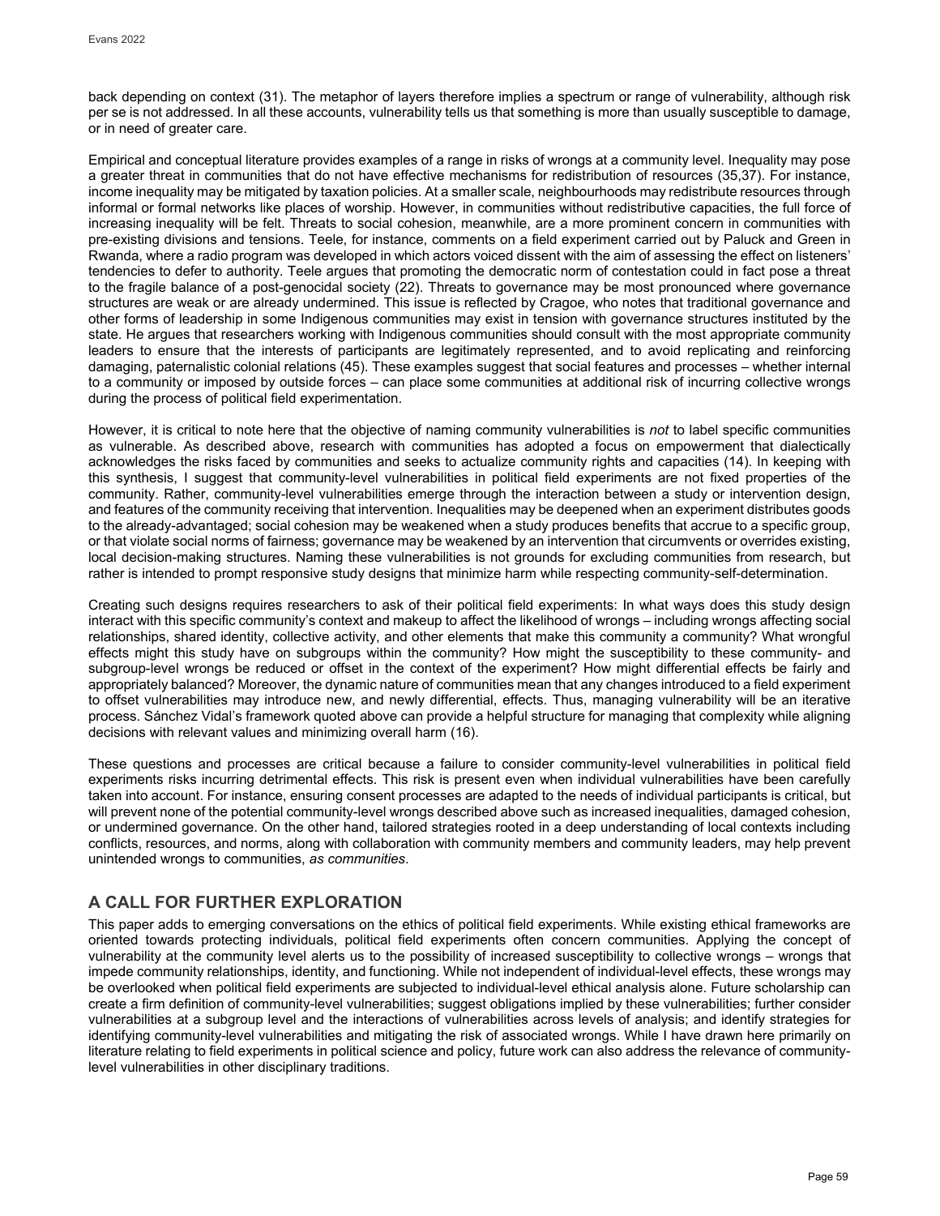back depending on context (31). The metaphor of layers therefore implies a spectrum or range of vulnerability, although risk per se is not addressed. In all these accounts, vulnerability tells us that something is more than usually susceptible to damage, or in need of greater care.

Empirical and conceptual literature provides examples of a range in risks of wrongs at a community level. Inequality may pose a greater threat in communities that do not have effective mechanisms for redistribution of resources (35,37). For instance, income inequality may be mitigated by taxation policies. At a smaller scale, neighbourhoods may redistribute resources through informal or formal networks like places of worship. However, in communities without redistributive capacities, the full force of increasing inequality will be felt. Threats to social cohesion, meanwhile, are a more prominent concern in communities with pre-existing divisions and tensions. Teele, for instance, comments on a field experiment carried out by Paluck and Green in Rwanda, where a radio program was developed in which actors voiced dissent with the aim of assessing the effect on listeners' tendencies to defer to authority. Teele argues that promoting the democratic norm of contestation could in fact pose a threat to the fragile balance of a post-genocidal society (22). Threats to governance may be most pronounced where governance structures are weak or are already undermined. This issue is reflected by Cragoe, who notes that traditional governance and other forms of leadership in some Indigenous communities may exist in tension with governance structures instituted by the state. He argues that researchers working with Indigenous communities should consult with the most appropriate community leaders to ensure that the interests of participants are legitimately represented, and to avoid replicating and reinforcing damaging, paternalistic colonial relations (45). These examples suggest that social features and processes – whether internal to a community or imposed by outside forces – can place some communities at additional risk of incurring collective wrongs during the process of political field experimentation.

However, it is critical to note here that the objective of naming community vulnerabilities is *not* to label specific communities as vulnerable. As described above, research with communities has adopted a focus on empowerment that dialectically acknowledges the risks faced by communities and seeks to actualize community rights and capacities (14). In keeping with this synthesis, I suggest that community-level vulnerabilities in political field experiments are not fixed properties of the community. Rather, community-level vulnerabilities emerge through the interaction between a study or intervention design, and features of the community receiving that intervention. Inequalities may be deepened when an experiment distributes goods to the already-advantaged; social cohesion may be weakened when a study produces benefits that accrue to a specific group, or that violate social norms of fairness; governance may be weakened by an intervention that circumvents or overrides existing, local decision-making structures. Naming these vulnerabilities is not grounds for excluding communities from research, but rather is intended to prompt responsive study designs that minimize harm while respecting community-self-determination.

Creating such designs requires researchers to ask of their political field experiments: In what ways does this study design interact with this specific community's context and makeup to affect the likelihood of wrongs – including wrongs affecting social relationships, shared identity, collective activity, and other elements that make this community a community? What wrongful effects might this study have on subgroups within the community? How might the susceptibility to these community- and subgroup-level wrongs be reduced or offset in the context of the experiment? How might differential effects be fairly and appropriately balanced? Moreover, the dynamic nature of communities mean that any changes introduced to a field experiment to offset vulnerabilities may introduce new, and newly differential, effects. Thus, managing vulnerability will be an iterative process. Sánchez Vidal's framework quoted above can provide a helpful structure for managing that complexity while aligning decisions with relevant values and minimizing overall harm (16).

These questions and processes are critical because a failure to consider community-level vulnerabilities in political field experiments risks incurring detrimental effects. This risk is present even when individual vulnerabilities have been carefully taken into account. For instance, ensuring consent processes are adapted to the needs of individual participants is critical, but will prevent none of the potential community-level wrongs described above such as increased inequalities, damaged cohesion, or undermined governance. On the other hand, tailored strategies rooted in a deep understanding of local contexts including conflicts, resources, and norms, along with collaboration with community members and community leaders, may help prevent unintended wrongs to communities, *as communities*.

## A CALL FOR FURTHER EXPLORATION

This paper adds to emerging conversations on the ethics of political field experiments. While existing ethical frameworks are oriented towards protecting individuals, political field experiments often concern communities. Applying the concept of vulnerability at the community level alerts us to the possibility of increased susceptibility to collective wrongs – wrongs that impede community relationships, identity, and functioning. While not independent of individual-level effects, these wrongs may be overlooked when political field experiments are subjected to individual-level ethical analysis alone. Future scholarship can create a firm definition of community-level vulnerabilities; suggest obligations implied by these vulnerabilities; further consider vulnerabilities at a subgroup level and the interactions of vulnerabilities across levels of analysis; and identify strategies for identifying community-level vulnerabilities and mitigating the risk of associated wrongs. While I have drawn here primarily on literature relating to field experiments in political science and policy, future work can also address the relevance of community-level vulnerabilities in other disciplinary traditions.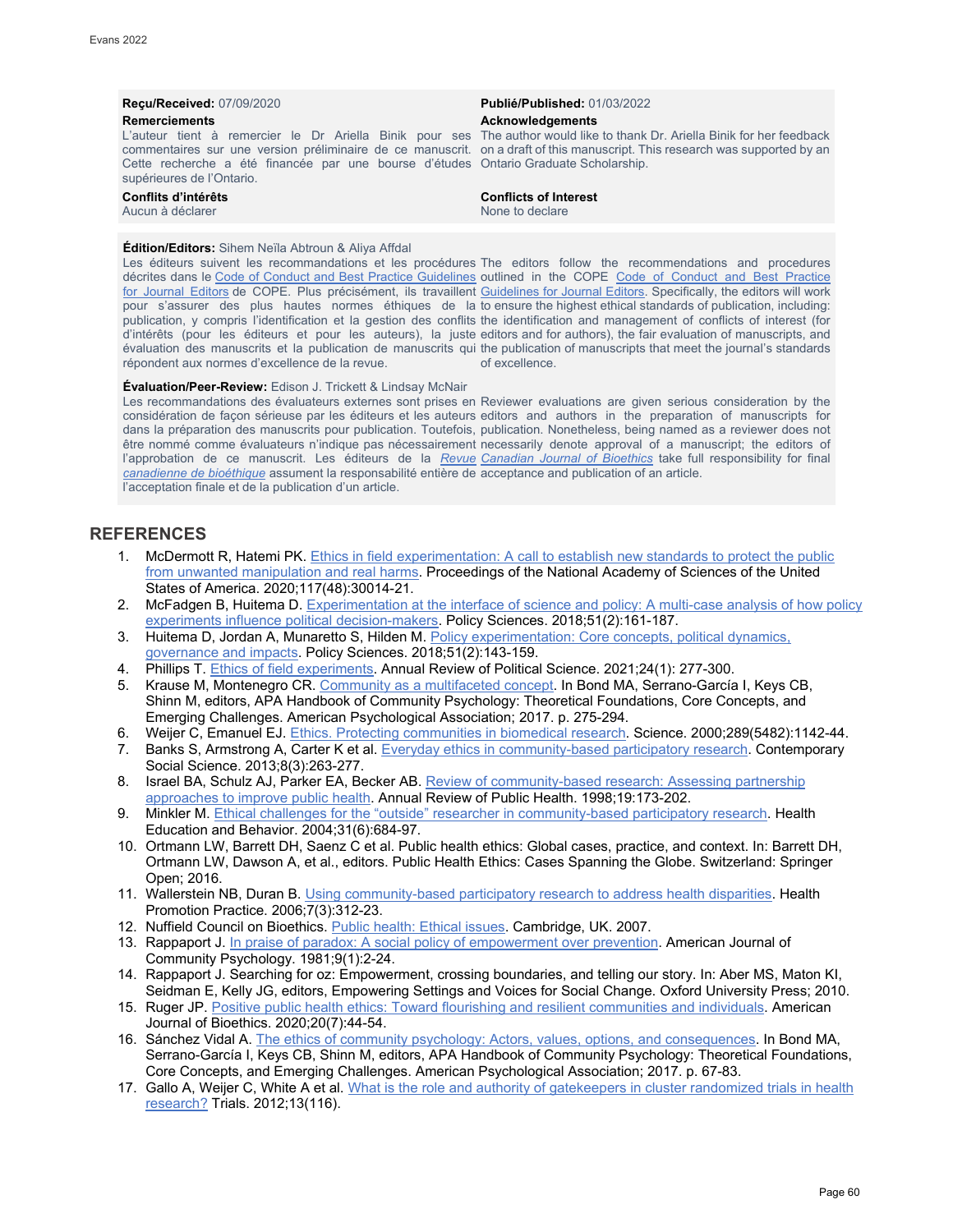**Reçu/Received:** 07/09/2020

**Publié/Published:** 01/03/2022

**Remerciements**

L'auteur tient à remercier le Dr Ariella Binik pour ses commentaires sur une version préliminaire de ce manuscrit. Cette recherche a été financée par une bourse d'études supérieures de l'Ontario.

**Acknowledgements**

The author would like to thank Dr. Ariella Binik for her feedback on a draft of this manuscript. This research was supported by an Ontario Graduate Scholarship.

**Conflits d'intérêts**

Aucun à déclarer

**Conflicts of Interest**

None to declare

**Édition/Editors:** Sihem Neïla Abtroun & Aliya Affdal

Les éditeurs suivent les recommandations et les procédures décrites dans le Code of Conduct and Best Practice Guidelines for Journal Editors de COPE. Plus précisément, ils travaillent pour s'assurer des plus hautes normes éthiques de la publication, y compris l'identification et la gestion des conflits d'intérêts (pour les éditeurs et pour les auteurs), la juste évaluation des manuscrits et la publication de manuscrits qui répondent aux normes d'excellence de la revue.

The editors follow the recommendations and procedures outlined in the COPE Code of Conduct and Best Practice Guidelines for Journal Editors. Specifically, the editors will work to ensure the highest ethical standards of publication, including: the identification and management of conflicts of interest (for editors and for authors), the fair evaluation of manuscripts, and the publication of manuscripts that meet the journal's standards of excellence.

**Évaluation/Peer-Review:** Edison J. Trickett & Lindsay McNair

Les recommandations des évaluateurs externes sont prises en considération de façon sérieuse par les éditeurs et les auteurs dans la préparation des manuscrits pour publication. Toutefois, être nommé comme évaluateurs n'indique pas nécessairement l'approbation de ce manuscrit. Les éditeurs de la *Revue canadienne de bioéthique* assument la responsabilité entière de l'acceptation finale et de la publication d'un article.

Reviewer evaluations are given serious consideration by the editors and authors in the preparation of manuscripts for publication. Nonetheless, being named as a reviewer does not necessarily denote approval of a manuscript; the editors of *Canadian Journal of Bioethics* take full responsibility for final acceptance and publication of an article.

## REFERENCES

1. McDermott R, Hatemi PK. Ethics in field experimentation: A call to establish new standards to protect the public from unwanted manipulation and real harms. Proceedings of the National Academy of Sciences of the United States of America. 2020;117(48):30014-21.
2. McFadgen B, Huitema D. Experimentation at the interface of science and policy: A multi-case analysis of how policy experiments influence political decision-makers. Policy Sciences. 2018;51(2):161-187.
3. Huitema D, Jordan A, Munaretto S, Hilden M. Policy experimentation: Core concepts, political dynamics, governance and impacts. Policy Sciences. 2018;51(2):143-159.
4. Phillips T. Ethics of field experiments. Annual Review of Political Science. 2021;24(1): 277-300.
5. Krause M, Montenegro CR. Community as a multifaceted concept. In Bond MA, Serrano-García I, Keys CB, Shinn M, editors, APA Handbook of Community Psychology: Theoretical Foundations, Core Concepts, and Emerging Challenges. American Psychological Association; 2017. p. 275-294.
6. Weijer C, Emanuel EJ. Ethics. Protecting communities in biomedical research. Science. 2000;289(5482):1142-44.
7. Banks S, Armstrong A, Carter K et al. Everyday ethics in community-based participatory research. Contemporary Social Science. 2013;8(3):263-277.
8. Israel BA, Schulz AJ, Parker EA, Becker AB. Review of community-based research: Assessing partnership approaches to improve public health. Annual Review of Public Health. 1998;19:173-202.
9. Minkler M. Ethical challenges for the "outside" researcher in community-based participatory research. Health Education and Behavior. 2004;31(6):684-97.
10. Ortmann LW, Barrett DH, Saenz C et al. Public health ethics: Global cases, practice, and context. In: Barrett DH, Ortmann LW, Dawson A, et al., editors. Public Health Ethics: Cases Spanning the Globe. Switzerland: Springer Open; 2016.
11. Wallerstein NB, Duran B. Using community-based participatory research to address health disparities. Health Promotion Practice. 2006;7(3):312-23.
12. Nuffield Council on Bioethics. Public health: Ethical issues. Cambridge, UK. 2007.
13. Rappaport J. In praise of paradox: A social policy of empowerment over prevention. American Journal of Community Psychology. 1981;9(1):2-24.
14. Rappaport J. Searching for oz: Empowerment, crossing boundaries, and telling our story. In: Aber MS, Maton KI, Seidman E, Kelly JG, editors, Empowering Settings and Voices for Social Change. Oxford University Press; 2010.
15. Ruger JP. Positive public health ethics: Toward flourishing and resilient communities and individuals. American Journal of Bioethics. 2020;20(7):44-54.
16. Sánchez Vidal A. The ethics of community psychology: Actors, values, options, and consequences. In Bond MA, Serrano-García I, Keys CB, Shinn M, editors, APA Handbook of Community Psychology: Theoretical Foundations, Core Concepts, and Emerging Challenges. American Psychological Association; 2017. p. 67-83.
17. Gallo A, Weijer C, White A et al. What is the role and authority of gatekeepers in cluster randomized trials in health research? Trials. 2012;13(116).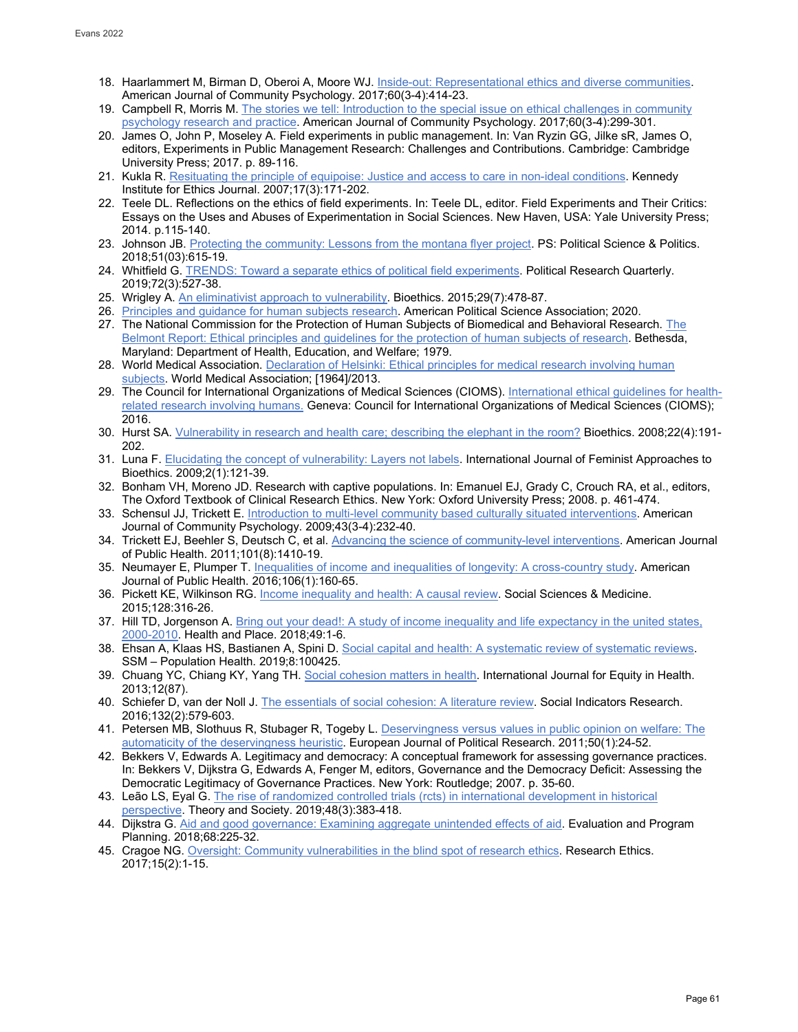18. Haarlammert M, Birman D, Oberoi A, Moore WJ. Inside-out: Representational ethics and diverse communities. American Journal of Community Psychology. 2017;60(3-4):414-23.
19. Campbell R, Morris M. The stories we tell: Introduction to the special issue on ethical challenges in community psychology research and practice. American Journal of Community Psychology. 2017;60(3-4):299-301.
20. James O, John P, Moseley A. Field experiments in public management. In: Van Ryzin GG, Jilke sR, James O, editors, Experiments in Public Management Research: Challenges and Contributions. Cambridge: Cambridge University Press; 2017. p. 89-116.
21. Kukla R. Resituating the principle of equipoise: Justice and access to care in non-ideal conditions. Kennedy Institute for Ethics Journal. 2007;17(3):171-202.
22. Teele DL. Reflections on the ethics of field experiments. In: Teele DL, editor. Field Experiments and Their Critics: Essays on the Uses and Abuses of Experimentation in Social Sciences. New Haven, USA: Yale University Press; 2014. p.115-140.
23. Johnson JB. Protecting the community: Lessons from the montana flyer project. PS: Political Science & Politics. 2018;51(03):615-19.
24. Whitfield G. TRENDS: Toward a separate ethics of political field experiments. Political Research Quarterly. 2019;72(3):527-38.
25. Wrigley A. An eliminativist approach to vulnerability. Bioethics. 2015;29(7):478-87.
26. Principles and guidance for human subjects research. American Political Science Association; 2020.
27. The National Commission for the Protection of Human Subjects of Biomedical and Behavioral Research. The Belmont Report: Ethical principles and guidelines for the protection of human subjects of research. Bethesda, Maryland: Department of Health, Education, and Welfare; 1979.
28. World Medical Association. Declaration of Helsinki: Ethical principles for medical research involving human subjects. World Medical Association; [1964]/2013.
29. The Council for International Organizations of Medical Sciences (CIOMS). International ethical guidelines for health-related research involving humans. Geneva: Council for International Organizations of Medical Sciences (CIOMS); 2016.
30. Hurst SA. Vulnerability in research and health care; describing the elephant in the room? Bioethics. 2008;22(4):191-202.
31. Luna F. Elucidating the concept of vulnerability: Layers not labels. International Journal of Feminist Approaches to Bioethics. 2009;2(1):121-39.
32. Bonham VH, Moreno JD. Research with captive populations. In: Emanuel EJ, Grady C, Crouch RA, et al., editors, The Oxford Textbook of Clinical Research Ethics. New York: Oxford University Press; 2008. p. 461-474.
33. Schensul JJ, Trickett E. Introduction to multi-level community based culturally situated interventions. American Journal of Community Psychology. 2009;43(3-4):232-40.
34. Trickett EJ, Beehler S, Deutsch C, et al. Advancing the science of community-level interventions. American Journal of Public Health. 2011;101(8):1410-19.
35. Neumayer E, Plumper T. Inequalities of income and inequalities of longevity: A cross-country study. American Journal of Public Health. 2016;106(1):160-65.
36. Pickett KE, Wilkinson RG. Income inequality and health: A causal review. Social Sciences & Medicine. 2015;128:316-26.
37. Hill TD, Jorgenson A. Bring out your dead!: A study of income inequality and life expectancy in the united states, 2000-2010. Health and Place. 2018;49:1-6.
38. Ehsan A, Klaas HS, Bastianen A, Spini D. Social capital and health: A systematic review of systematic reviews. SSM – Population Health. 2019;8:100425.
39. Chuang YC, Chiang KY, Yang TH. Social cohesion matters in health. International Journal for Equity in Health. 2013;12(87).
40. Schiefer D, van der Noll J. The essentials of social cohesion: A literature review. Social Indicators Research. 2016;132(2):579-603.
41. Petersen MB, Slothuus R, Stubager R, Togeby L. Deservingness versus values in public opinion on welfare: The automaticity of the deservingness heuristic. European Journal of Political Research. 2011;50(1):24-52.
42. Bekkers V, Edwards A. Legitimacy and democracy: A conceptual framework for assessing governance practices. In: Bekkers V, Dijkstra G, Edwards A, Fenger M, editors, Governance and the Democracy Deficit: Assessing the Democratic Legitimacy of Governance Practices. New York: Routledge; 2007. p. 35-60.
43. Leão LS, Eyal G. The rise of randomized controlled trials (rcts) in international development in historical perspective. Theory and Society. 2019;48(3):383-418.
44. Dijkstra G. Aid and good governance: Examining aggregate unintended effects of aid. Evaluation and Program Planning. 2018;68:225-32.
45. Cragoe NG. Oversight: Community vulnerabilities in the blind spot of research ethics. Research Ethics. 2017;15(2):1-15.